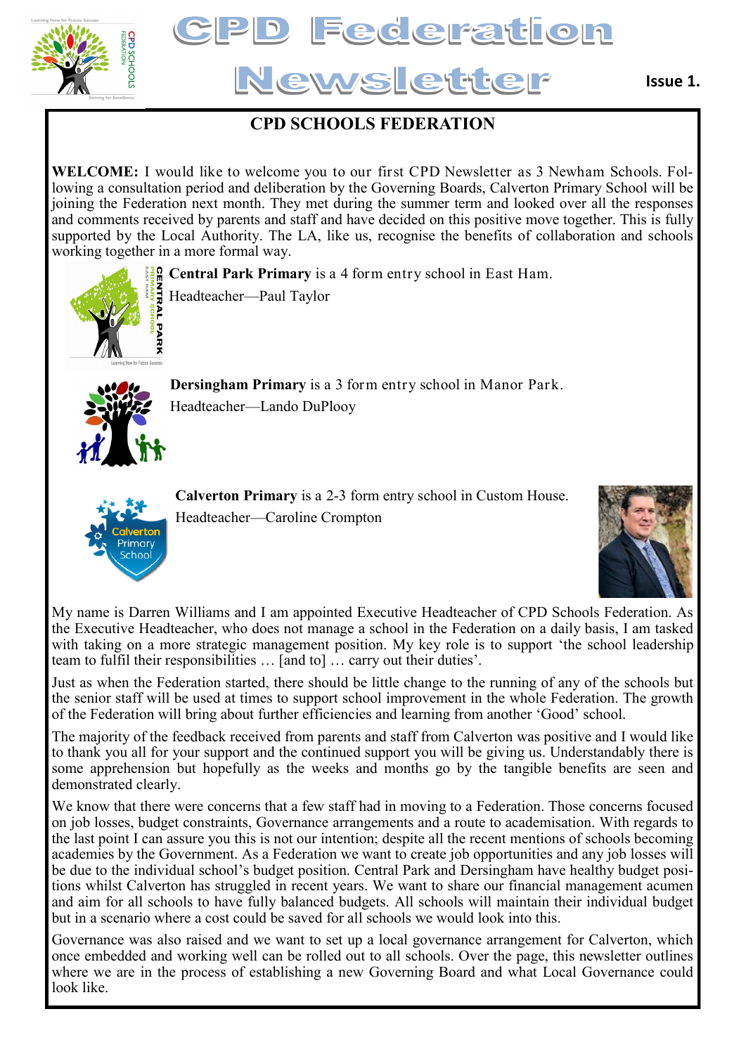# CPD Federation Newsletter

Issue 1.

## CPD SCHOOLS FEDERATION

**WELCOME:** I would like to welcome you to our first CPD Newsletter as 3 Newham Schools. Following a consultation period and deliberation by the Governing Boards, Calverton Primary School will be joining the Federation next month. They met during the summer term and looked over all the responses and comments received by parents and staff and have decided on this positive move together. This is fully supported by the Local Authority. The LA, like us, recognise the benefits of collaboration and schools working together in a more formal way.

**Central Park Primary** is a 4 form entry school in East Ham.
Headteacher—Paul Taylor

**Dersingham Primary** is a 3 form entry school in Manor Park.
Headteacher—Lando DuPlooy

**Calverton Primary** is a 2-3 form entry school in Custom House.
Headteacher—Caroline Crompton

My name is Darren Williams and I am appointed Executive Headteacher of CPD Schools Federation. As the Executive Headteacher, who does not manage a school in the Federation on a daily basis, I am tasked with taking on a more strategic management position. My key role is to support 'the school leadership team to fulfil their responsibilities … [and to] … carry out their duties'.

Just as when the Federation started, there should be little change to the running of any of the schools but the senior staff will be used at times to support school improvement in the whole Federation. The growth of the Federation will bring about further efficiencies and learning from another 'Good' school.

The majority of the feedback received from parents and staff from Calverton was positive and I would like to thank you all for your support and the continued support you will be giving us. Understandably there is some apprehension but hopefully as the weeks and months go by the tangible benefits are seen and demonstrated clearly.

We know that there were concerns that a few staff had in moving to a Federation. Those concerns focused on job losses, budget constraints, Governance arrangements and a route to academisation. With regards to the last point I can assure you this is not our intention; despite all the recent mentions of schools becoming academies by the Government. As a Federation we want to create job opportunities and any job losses will be due to the individual school's budget position. Central Park and Dersingham have healthy budget positions whilst Calverton has struggled in recent years. We want to share our financial management acumen and aim for all schools to have fully balanced budgets. All schools will maintain their individual budget but in a scenario where a cost could be saved for all schools we would look into this.

Governance was also raised and we want to set up a local governance arrangement for Calverton, which once embedded and working well can be rolled out to all schools. Over the page, this newsletter outlines where we are in the process of establishing a new Governing Board and what Local Governance could look like.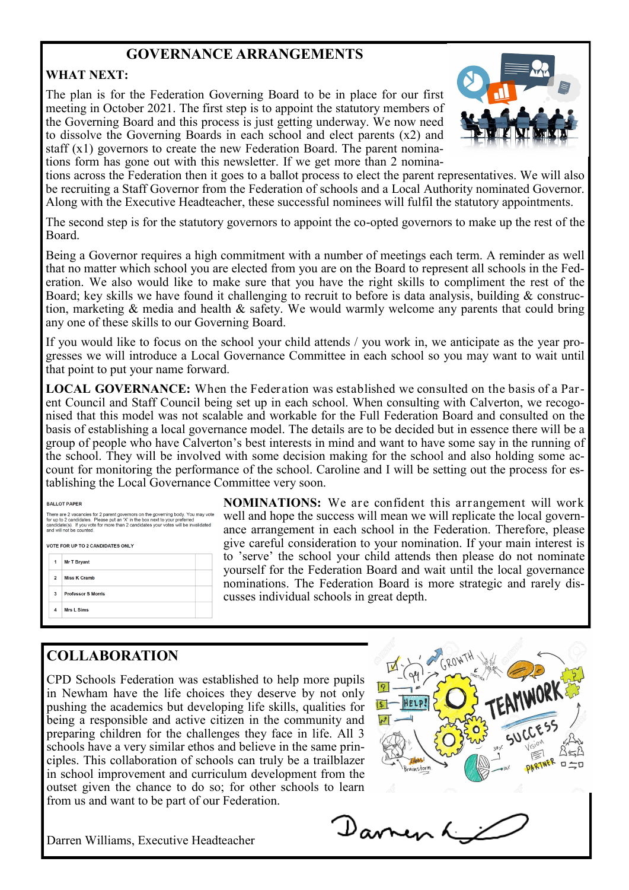## GOVERNANCE ARRANGEMENTS

**WHAT NEXT:**

The plan is for the Federation Governing Board to be in place for our first meeting in October 2021. The first step is to appoint the statutory members of the Governing Board and this process is just getting underway. We now need to dissolve the Governing Boards in each school and elect parents (x2) and staff (x1) governors to create the new Federation Board. The parent nominations form has gone out with this newsletter. If we get more than 2 nominations across the Federation then it goes to a ballot process to elect the parent representatives. We will also be recruiting a Staff Governor from the Federation of schools and a Local Authority nominated Governor. Along with the Executive Headteacher, these successful nominees will fulfil the statutory appointments.

The second step is for the statutory governors to appoint the co-opted governors to make up the rest of the Board.

Being a Governor requires a high commitment with a number of meetings each term. A reminder as well that no matter which school you are elected from you are on the Board to represent all schools in the Federation. We also would like to make sure that you have the right skills to compliment the rest of the Board; key skills we have found it challenging to recruit to before is data analysis, building & construction, marketing & media and health & safety. We would warmly welcome any parents that could bring any one of these skills to our Governing Board.

If you would like to focus on the school your child attends / you work in, we anticipate as the year progresses we will introduce a Local Governance Committee in each school so you may want to wait until that point to put your name forward.

**LOCAL GOVERNANCE:** When the Federation was established we consulted on the basis of a Parent Council and Staff Council being set up in each school. When consulting with Calverton, we recognised that this model was not scalable and workable for the Full Federation Board and consulted on the basis of establishing a local governance model. The details are to be decided but in essence there will be a group of people who have Calverton's best interests in mind and want to have some say in the running of the school. They will be involved with some decision making for the school and also holding some account for monitoring the performance of the school. Caroline and I will be setting out the process for establishing the Local Governance Committee very soon.

**BALLOT PAPER**

There are 2 vacancies for 2 parent governors on the governing body. You may vote for up to 2 candidates. Please put an 'X' in the box next to your preferred candidate(s). If you vote for more than 2 candidates your votes will be invalidated and will not be counted.

VOTE FOR UP TO 2 CANDIDATES ONLY

| | | |
|---|---|---|
| 1 | Mr T Bryant | |
| 2 | Miss K Cramb | |
| 3 | Professor S Morris | |
| 4 | Mrs L Sims | |

**NOMINATIONS:** We are confident this arrangement will work well and hope the success will mean we will replicate the local governance arrangement in each school in the Federation. Therefore, please give careful consideration to your nomination. If your main interest is to 'serve' the school your child attends then please do not nominate yourself for the Federation Board and wait until the local governance nominations. The Federation Board is more strategic and rarely discusses individual schools in great depth.

## COLLABORATION

CPD Schools Federation was established to help more pupils in Newham have the life choices they deserve by not only pushing the academics but developing life skills, qualities for being a responsible and active citizen in the community and preparing children for the challenges they face in life. All 3 schools have a very similar ethos and believe in the same principles. This collaboration of schools can truly be a trailblazer in school improvement and curriculum development from the outset given the chance to do so; for other schools to learn from us and want to be part of our Federation.

Darren Williams, Executive Headteacher